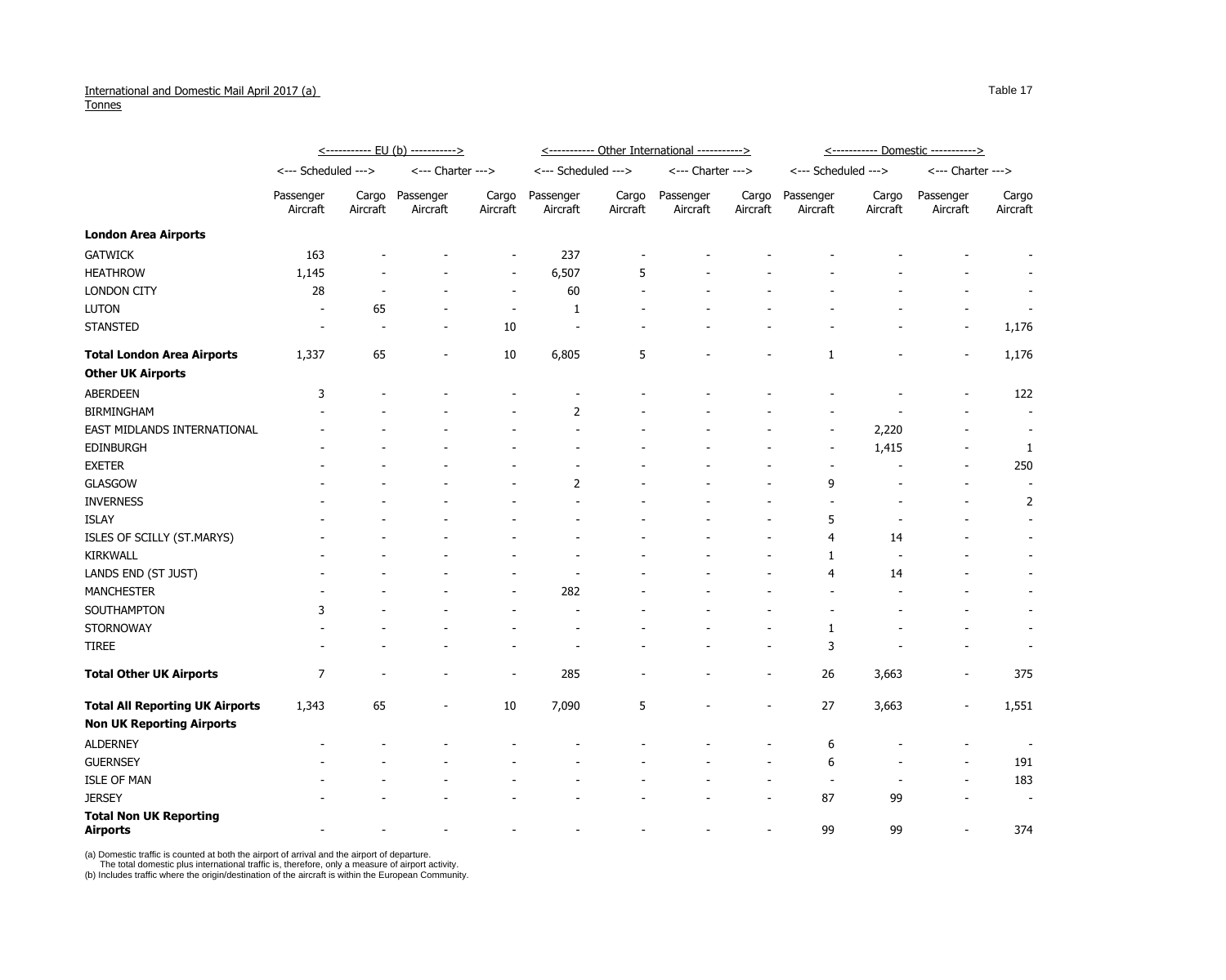International and Domestic Mail April 2017 (a)
Tonnes

Table 17

| | EU (b) | | | | Other International | | | | Domestic | | | |
|---|---|---|---|---|---|---|---|---|---|---|---|---|
| | Scheduled | | Charter | | Scheduled | | Charter | | Scheduled | | Charter | |
| | Passenger Aircraft | Cargo Aircraft | Passenger Aircraft | Cargo Aircraft | Passenger Aircraft | Cargo Aircraft | Passenger Aircraft | Cargo Aircraft | Passenger Aircraft | Cargo Aircraft | Passenger Aircraft | Cargo Aircraft |
| **London Area Airports** | | | | | | | | | | | | |
| GATWICK | 163 | - | - | - | 237 | - | - | - | - | - | - | - |
| HEATHROW | 1,145 | - | - | - | 6,507 | 5 | - | - | - | - | - | - |
| LONDON CITY | 28 | - | - | - | 60 | - | - | - | - | - | - | - |
| LUTON | - | 65 | - | - | 1 | - | - | - | - | - | - | - |
| STANSTED | - | - | - | 10 | - | - | - | - | - | - | - | 1,176 |
| **Total London Area Airports** | 1,337 | 65 | - | 10 | 6,805 | 5 | - | - | 1 | - | - | 1,176 |
| **Other UK Airports** | | | | | | | | | | | | |
| ABERDEEN | 3 | - | - | - | - | - | - | - | - | - | - | 122 |
| BIRMINGHAM | - | - | - | - | 2 | - | - | - | - | - | - | - |
| EAST MIDLANDS INTERNATIONAL | - | - | - | - | - | - | - | - | - | 2,220 | - | - |
| EDINBURGH | - | - | - | - | - | - | - | - | - | 1,415 | - | 1 |
| EXETER | - | - | - | - | - | - | - | - | - | - | - | 250 |
| GLASGOW | - | - | - | - | 2 | - | - | - | 9 | - | - | - |
| INVERNESS | - | - | - | - | - | - | - | - | - | - | - | 2 |
| ISLAY | - | - | - | - | - | - | - | - | 5 | - | - | - |
| ISLES OF SCILLY (ST.MARYS) | - | - | - | - | - | - | - | - | 4 | 14 | - | - |
| KIRKWALL | - | - | - | - | - | - | - | - | 1 | - | - | - |
| LANDS END (ST JUST) | - | - | - | - | - | - | - | - | 4 | 14 | - | - |
| MANCHESTER | - | - | - | - | 282 | - | - | - | - | - | - | - |
| SOUTHAMPTON | 3 | - | - | - | - | - | - | - | - | - | - | - |
| STORNOWAY | - | - | - | - | - | - | - | - | 1 | - | - | - |
| TIREE | - | - | - | - | - | - | - | - | 3 | - | - | - |
| **Total Other UK Airports** | 7 | - | - | - | 285 | - | - | - | 26 | 3,663 | - | 375 |
| **Total All Reporting UK Airports** | 1,343 | 65 | - | 10 | 7,090 | 5 | - | - | 27 | 3,663 | - | 1,551 |
| **Non UK Reporting Airports** | | | | | | | | | | | | |
| ALDERNEY | - | - | - | - | - | - | - | - | 6 | - | - | - |
| GUERNSEY | - | - | - | - | - | - | - | - | 6 | - | - | 191 |
| ISLE OF MAN | - | - | - | - | - | - | - | - | - | - | - | 183 |
| JERSEY | - | - | - | - | - | - | - | - | 87 | 99 | - | - |
| **Total Non UK Reporting Airports** | - | - | - | - | - | - | - | - | 99 | 99 | - | 374 |

(a) Domestic traffic is counted at both the airport of arrival and the airport of departure.
The total domestic plus international traffic is, therefore, only a measure of airport activity.
(b) Includes traffic where the origin/destination of the aircraft is within the European Community.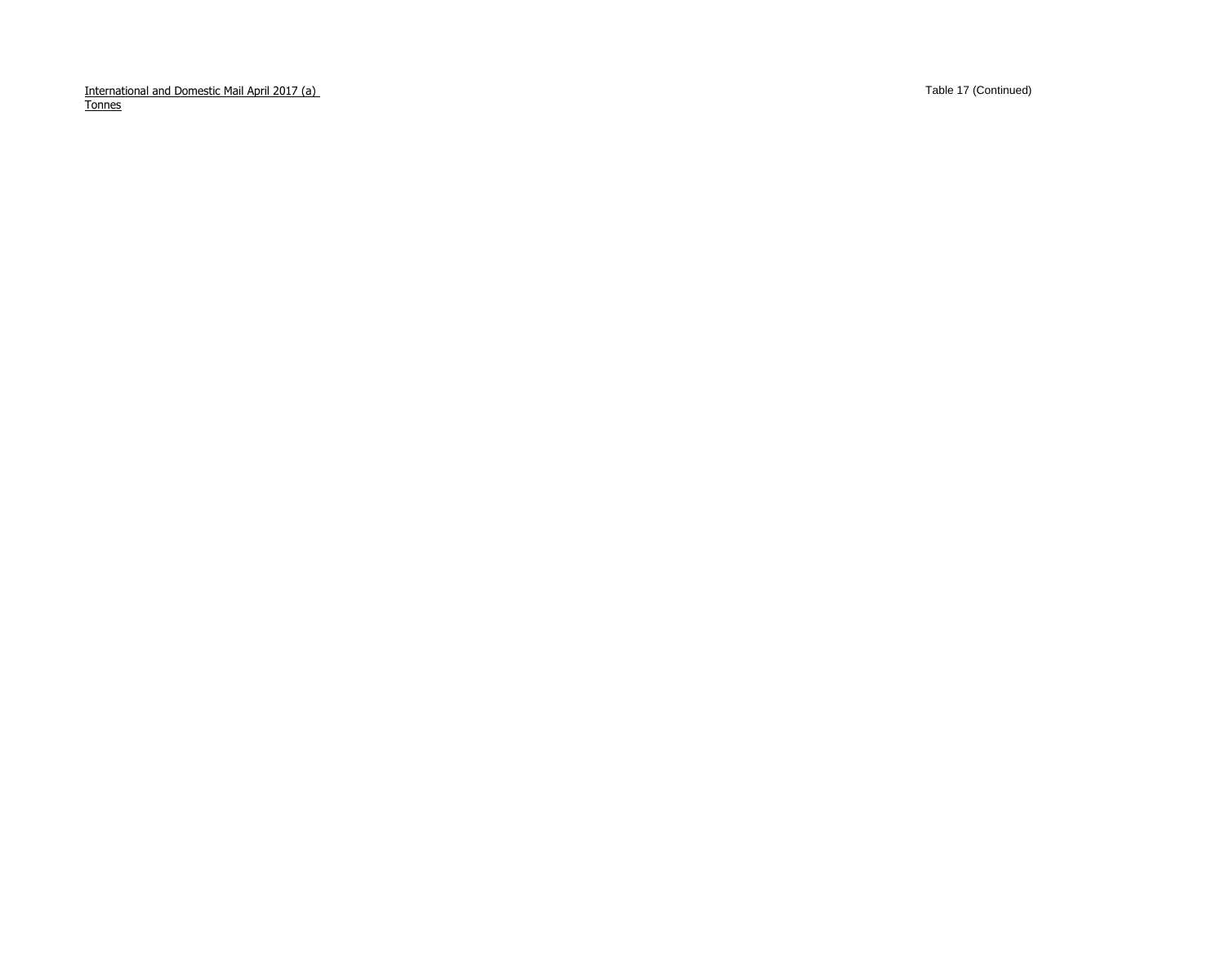International and Domestic Mail April 2017 (a)
Tonnes

Table 17 (Continued)